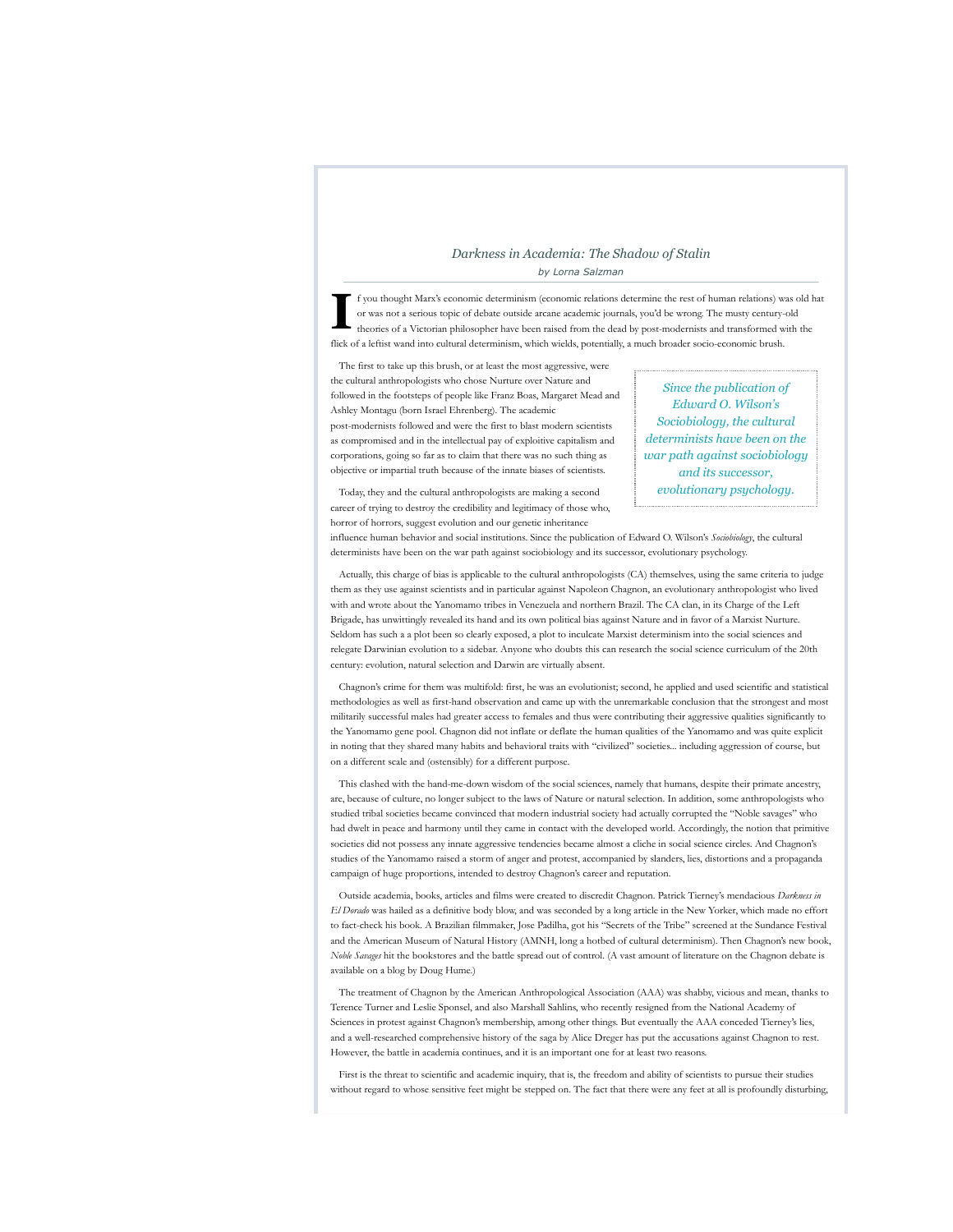# *Darkness in Academia: The Shadow of Stalin*

*by Lorna Salzman*

If you thought Marx's economic determinism (economic relations determine the rest of human relations) was old hat or was not a serious topic of debate outside arcane academic journals, you'd be wrong. The musty century-old theories of a Victorian philosopher have been raised from the dead by post-modernists and transformed with the flick of a leftist wand into cultural determinism, which wields, potentially, a much broader socio-economic brush.

The first to take up this brush, or at least the most aggressive, were the cultural anthropologists who chose Nurture over Nature and followed in the footsteps of people like Franz Boas, Margaret Mead and Ashley Montagu (born Israel Ehrenberg). The academic post-modernists followed and were the first to blast modern scientists as compromised and in the intellectual pay of exploitive capitalism and corporations, going so far as to claim that there was no such thing as objective or impartial truth because of the innate biases of scientists.

> *Since the publication of Edward O. Wilson's Sociobiology, the cultural determinists have been on the war path against sociobiology and its successor, evolutionary psychology.*

Today, they and the cultural anthropologists are making a second career of trying to destroy the credibility and legitimacy of those who, horror of horrors, suggest evolution and our genetic inheritance influence human behavior and social institutions. Since the publication of Edward O. Wilson's *Sociobiology*, the cultural determinists have been on the war path against sociobiology and its successor, evolutionary psychology.

Actually, this charge of bias is applicable to the cultural anthropologists (CA) themselves, using the same criteria to judge them as they use against scientists and in particular against Napoleon Chagnon, an evolutionary anthropologist who lived with and wrote about the Yanomamo tribes in Venezuela and northern Brazil. The CA clan, in its Charge of the Left Brigade, has unwittingly revealed its hand and its own political bias against Nature and in favor of a Marxist Nurture. Seldom has such a a plot been so clearly exposed, a plot to inculcate Marxist determinism into the social sciences and relegate Darwinian evolution to a sidebar. Anyone who doubts this can research the social science curriculum of the 20th century: evolution, natural selection and Darwin are virtually absent.

Chagnon's crime for them was multifold: first, he was an evolutionist; second, he applied and used scientific and statistical methodologies as well as first-hand observation and came up with the unremarkable conclusion that the strongest and most militarily successful males had greater access to females and thus were contributing their aggressive qualities significantly to the Yanomamo gene pool. Chagnon did not inflate or deflate the human qualities of the Yanomamo and was quite explicit in noting that they shared many habits and behavioral traits with "civilized" societies... including aggression of course, but on a different scale and (ostensibly) for a different purpose.

This clashed with the hand-me-down wisdom of the social sciences, namely that humans, despite their primate ancestry, are, because of culture, no longer subject to the laws of Nature or natural selection. In addition, some anthropologists who studied tribal societies became convinced that modern industrial society had actually corrupted the "Noble savages" who had dwelt in peace and harmony until they came in contact with the developed world. Accordingly, the notion that primitive societies did not possess any innate aggressive tendencies became almost a cliche in social science circles. And Chagnon's studies of the Yanomamo raised a storm of anger and protest, accompanied by slanders, lies, distortions and a propaganda campaign of huge proportions, intended to destroy Chagnon's career and reputation.

Outside academia, books, articles and films were created to discredit Chagnon. Patrick Tierney's mendacious *Darkness in El Dorado* was hailed as a definitive body blow, and was seconded by a long article in the New Yorker, which made no effort to fact-check his book. A Brazilian filmmaker, Jose Padilha, got his "Secrets of the Tribe" screened at the Sundance Festival and the American Museum of Natural History (AMNH, long a hotbed of cultural determinism). Then Chagnon's new book, *Noble Savages* hit the bookstores and the battle spread out of control. (A vast amount of literature on the Chagnon debate is available on a blog by Doug Hume.)

The treatment of Chagnon by the American Anthropological Association (AAA) was shabby, vicious and mean, thanks to Terence Turner and Leslie Sponsel, and also Marshall Sahlins, who recently resigned from the National Academy of Sciences in protest against Chagnon's membership, among other things. But eventually the AAA conceded Tierney's lies, and a well-researched comprehensive history of the saga by Alice Dreger has put the accusations against Chagnon to rest. However, the battle in academia continues, and it is an important one for at least two reasons.

First is the threat to scientific and academic inquiry, that is, the freedom and ability of scientists to pursue their studies without regard to whose sensitive feet might be stepped on. The fact that there were any feet at all is profoundly disturbing,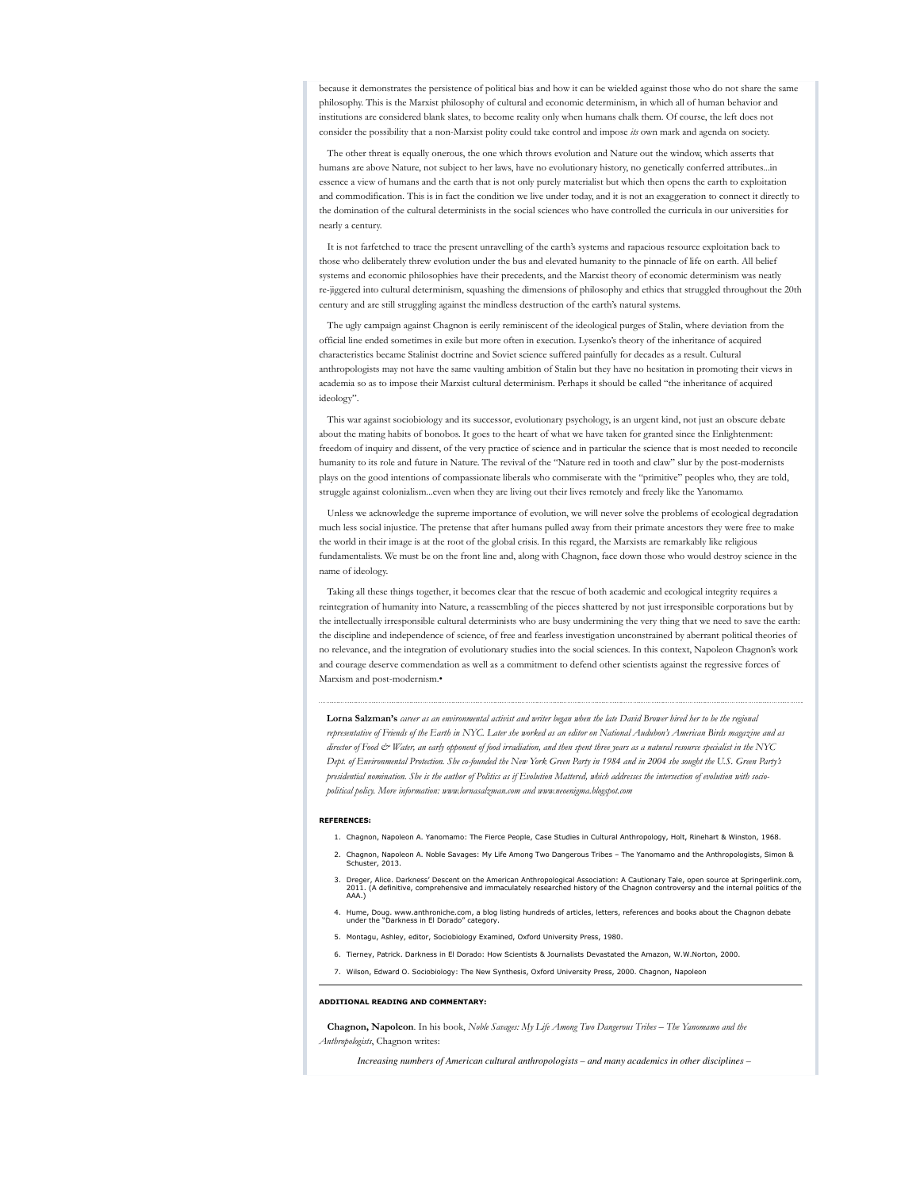because it demonstrates the persistence of political bias and how it can be wielded against those who do not share the same philosophy. This is the Marxist philosophy of cultural and economic determinism, in which all of human behavior and institutions are considered blank slates, to become reality only when humans chalk them. Of course, the left does not consider the possibility that a non-Marxist polity could take control and impose *its* own mark and agenda on society.

The other threat is equally onerous, the one which throws evolution and Nature out the window, which asserts that humans are above Nature, not subject to her laws, have no evolutionary history, no genetically conferred attributes...in essence a view of humans and the earth that is not only purely materialist but which then opens the earth to exploitation and commodification. This is in fact the condition we live under today, and it is not an exaggeration to connect it directly to the domination of the cultural determinists in the social sciences who have controlled the curricula in our universities for nearly a century.

It is not farfetched to trace the present unravelling of the earth's systems and rapacious resource exploitation back to those who deliberately threw evolution under the bus and elevated humanity to the pinnacle of life on earth. All belief systems and economic philosophies have their precedents, and the Marxist theory of economic determinism was neatly re-jiggered into cultural determinism, squashing the dimensions of philosophy and ethics that struggled throughout the 20th century and are still struggling against the mindless destruction of the earth's natural systems.

The ugly campaign against Chagnon is eerily reminiscent of the ideological purges of Stalin, where deviation from the official line ended sometimes in exile but more often in execution. Lysenko's theory of the inheritance of acquired characteristics became Stalinist doctrine and Soviet science suffered painfully for decades as a result. Cultural anthropologists may not have the same vaulting ambition of Stalin but they have no hesitation in promoting their views in academia so as to impose their Marxist cultural determinism. Perhaps it should be called "the inheritance of acquired ideology".

This war against sociobiology and its successor, evolutionary psychology, is an urgent kind, not just an obscure debate about the mating habits of bonobos. It goes to the heart of what we have taken for granted since the Enlightenment: freedom of inquiry and dissent, of the very practice of science and in particular the science that is most needed to reconcile humanity to its role and future in Nature. The revival of the "Nature red in tooth and claw" slur by the post-modernists plays on the good intentions of compassionate liberals who commiserate with the "primitive" peoples who, they are told, struggle against colonialism...even when they are living out their lives remotely and freely like the Yanomamo.

Unless we acknowledge the supreme importance of evolution, we will never solve the problems of ecological degradation much less social injustice. The pretense that after humans pulled away from their primate ancestors they were free to make the world in their image is at the root of the global crisis. In this regard, the Marxists are remarkably like religious fundamentalists. We must be on the front line and, along with Chagnon, face down those who would destroy science in the name of ideology.

Taking all these things together, it becomes clear that the rescue of both academic and ecological integrity requires a reintegration of humanity into Nature, a reassembling of the pieces shattered by not just irresponsible corporations but by the intellectually irresponsible cultural determinists who are busy undermining the very thing that we need to save the earth: the discipline and independence of science, of free and fearless investigation unconstrained by aberrant political theories of no relevance, and the integration of evolutionary studies into the social sciences. In this context, Napoleon Chagnon's work and courage deserve commendation as well as a commitment to defend other scientists against the regressive forces of Marxism and post-modernism.•

---

**Lorna Salzman's** *career as an environmental activist and writer began when the late David Brower hired her to be the regional representative of Friends of the Earth in NYC. Later she worked as an editor on National Audubon's American Birds magazine and as director of Food & Water, an early opponent of food irradiation, and then spent three years as a natural resource specialist in the NYC Dept. of Environmental Protection. She co-founded the New York Green Party in 1984 and in 2004 she sought the U.S. Green Party's presidential nomination. She is the author of Politics as if Evolution Mattered, which addresses the intersection of evolution with socio-political policy. More information: www.lornasalzman.com and www.neoenigma.blogspot.com*

**REFERENCES:**

1. Chagnon, Napoleon A. Yanomamo: The Fierce People, Case Studies in Cultural Anthropology, Holt, Rinehart & Winston, 1968.
2. Chagnon, Napoleon A. Noble Savages: My Life Among Two Dangerous Tribes – The Yanomamo and the Anthropologists, Simon & Schuster, 2013.
3. Dreger, Alice. Darkness' Descent on the American Anthropological Association: A Cautionary Tale, open source at Springerlink.com, 2011. (A definitive, comprehensive and immaculately researched history of the Chagnon controversy and the internal politics of the AAA.)
4. Hume, Doug. www.anthroniche.com, a blog listing hundreds of articles, letters, references and books about the Chagnon debate under the "Darkness in El Dorado" category.
5. Montagu, Ashley, editor, Sociobiology Examined, Oxford University Press, 1980.
6. Tierney, Patrick. Darkness in El Dorado: How Scientists & Journalists Devastated the Amazon, W.W.Norton, 2000.
7. Wilson, Edward O. Sociobiology: The New Synthesis, Oxford University Press, 2000. Chagnon, Napoleon

---

**ADDITIONAL READING AND COMMENTARY:**

**Chagnon, Napoleon**. In his book, *Noble Savages: My Life Among Two Dangerous Tribes – The Yanomamo and the Anthropologists*, Chagnon writes:

> *Increasing numbers of American cultural anthropologists – and many academics in other disciplines –*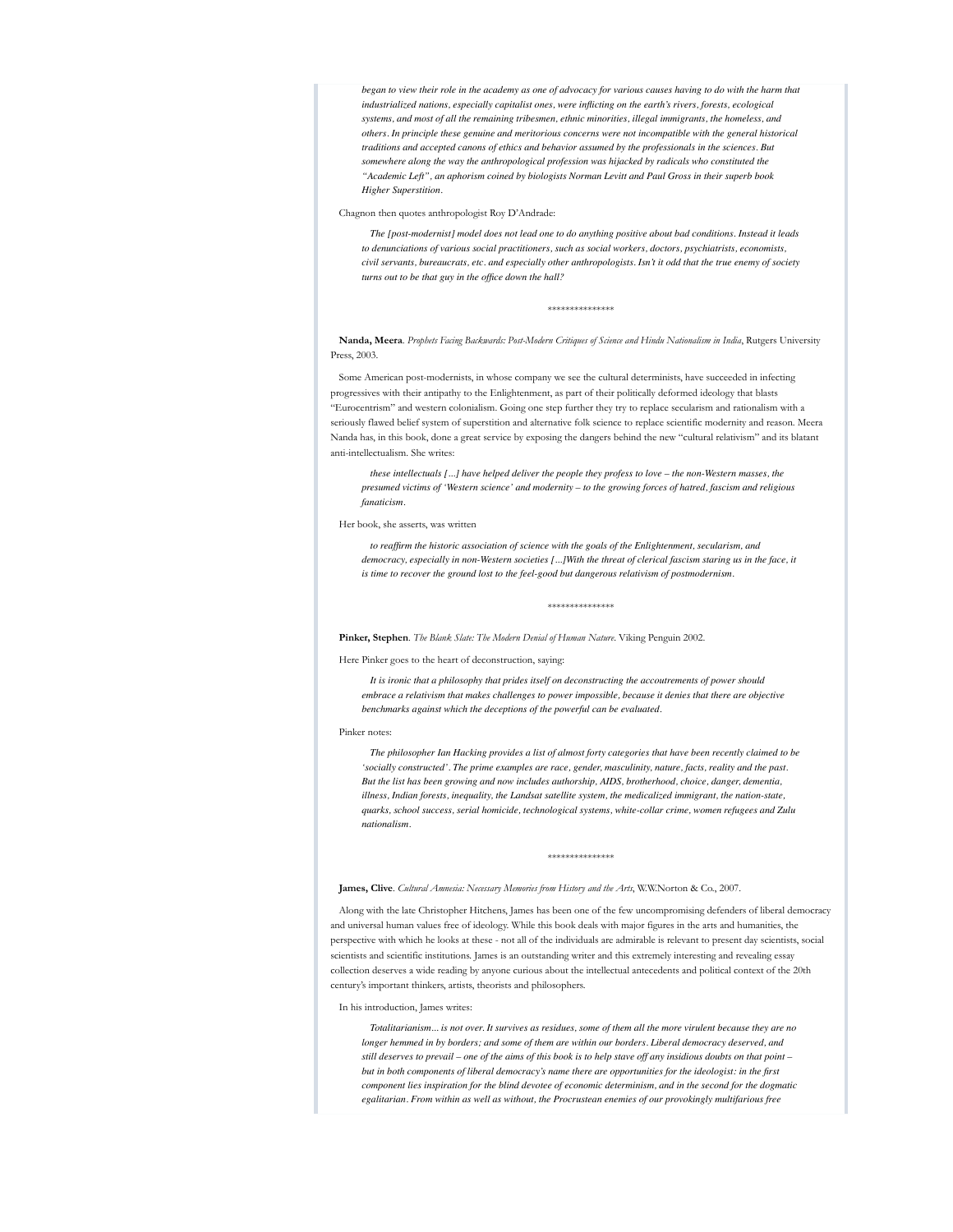> *began to view their role in the academy as one of advocacy for various causes having to do with the harm that industrialized nations, especially capitalist ones, were inflicting on the earth's rivers, forests, ecological systems, and most of all the remaining tribesmen, ethnic minorities, illegal immigrants, the homeless, and others. In principle these genuine and meritorious concerns were not incompatible with the general historical traditions and accepted canons of ethics and behavior assumed by the professionals in the sciences. But somewhere along the way the anthropological profession was hijacked by radicals who constituted the "Academic Left", an aphorism coined by biologists Norman Levitt and Paul Gross in their superb book Higher Superstition.*

Chagnon then quotes anthropologist Roy D'Andrade:

> *The [post-modernist] model does not lead one to do anything positive about bad conditions. Instead it leads to denunciations of various social practitioners, such as social workers, doctors, psychiatrists, economists, civil servants, bureaucrats, etc. and especially other anthropologists. Isn't it odd that the true enemy of society turns out to be that guy in the office down the hall?*

***************

**Nanda, Meera**. *Prophets Facing Backwards: Post-Modern Critiques of Science and Hindu Nationalism in India*, Rutgers University Press, 2003.

Some American post-modernists, in whose company we see the cultural determinists, have succeeded in infecting progressives with their antipathy to the Enlightenment, as part of their politically deformed ideology that blasts "Eurocentrism" and western colonialism. Going one step further they try to replace secularism and rationalism with a seriously flawed belief system of superstition and alternative folk science to replace scientific modernity and reason. Meera Nanda has, in this book, done a great service by exposing the dangers behind the new "cultural relativism" and its blatant anti-intellectualism. She writes:

> *these intellectuals [...] have helped deliver the people they profess to love – the non-Western masses, the presumed victims of 'Western science' and modernity – to the growing forces of hatred, fascism and religious fanaticism.*

Her book, she asserts, was written

> *to reaffirm the historic association of science with the goals of the Enlightenment, secularism, and democracy, especially in non-Western societies [...]With the threat of clerical fascism staring us in the face, it is time to recover the ground lost to the feel-good but dangerous relativism of postmodernism.*

***************

**Pinker, Stephen**. *The Blank Slate: The Modern Denial of Human Nature.* Viking Penguin 2002.

Here Pinker goes to the heart of deconstruction, saying:

> *It is ironic that a philosophy that prides itself on deconstructing the accoutrements of power should embrace a relativism that makes challenges to power impossible, because it denies that there are objective benchmarks against which the deceptions of the powerful can be evaluated.*

Pinker notes:

> *The philosopher Ian Hacking provides a list of almost forty categories that have been recently claimed to be 'socially constructed'. The prime examples are race, gender, masculinity, nature, facts, reality and the past. But the list has been growing and now includes authorship, AIDS, brotherhood, choice, danger, dementia, illness, Indian forests, inequality, the Landsat satellite system, the medicalized immigrant, the nation-state, quarks, school success, serial homicide, technological systems, white-collar crime, women refugees and Zulu nationalism.*

***************

**James, Clive**. *Cultural Amnesia: Necessary Memories from History and the Arts*, W.W.Norton & Co., 2007.

Along with the late Christopher Hitchens, James has been one of the few uncompromising defenders of liberal democracy and universal human values free of ideology. While this book deals with major figures in the arts and humanities, the perspective with which he looks at these - not all of the individuals are admirable is relevant to present day scientists, social scientists and scientific institutions. James is an outstanding writer and this extremely interesting and revealing essay collection deserves a wide reading by anyone curious about the intellectual antecedents and political context of the 20th century's important thinkers, artists, theorists and philosophers.

In his introduction, James writes:

> *Totalitarianism... is not over. It survives as residues, some of them all the more virulent because they are no longer hemmed in by borders; and some of them are within our borders. Liberal democracy deserved, and still deserves to prevail – one of the aims of this book is to help stave off any insidious doubts on that point – but in both components of liberal democracy's name there are opportunities for the ideologist: in the first component lies inspiration for the blind devotee of economic determinism, and in the second for the dogmatic egalitarian. From within as well as without, the Procrustean enemies of our provokingly multifarious free*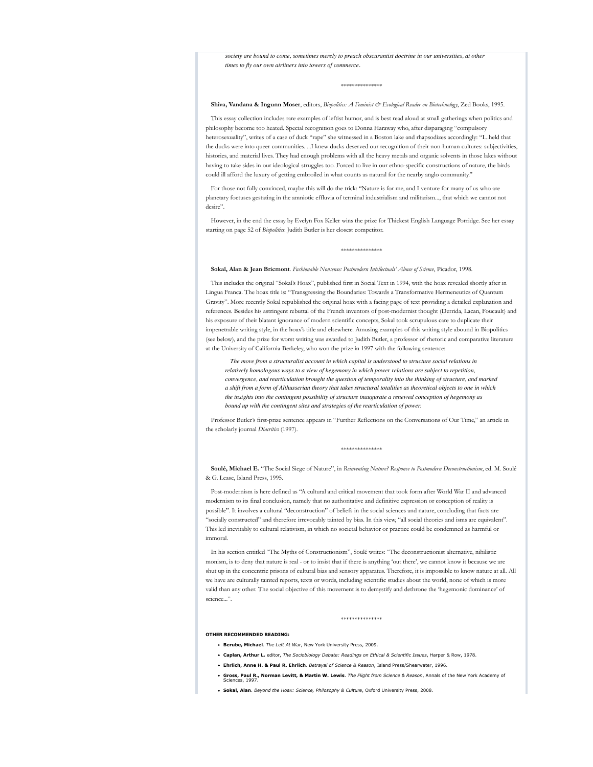*society are bound to come, sometimes merely to preach obscurantist doctrine in our universities, at other times to fly our own airliners into towers of commerce.*

***************

**Shiva, Vandana & Ingunn Moser**, editors, *Biopolitics: A Feminist & Ecological Reader on Biotechnology*, Zed Books, 1995.

This essay collection includes rare examples of leftist humor, and is best read aloud at small gatherings when politics and philosophy become too heated. Special recognition goes to Donna Haraway who, after disparaging "compulsory heterosexuality", writes of a case of duck "rape" she witnessed in a Boston lake and rhapsodizes accordingly: "I...held that the ducks were into queer communities. ...I knew ducks deserved our recognition of their non-human cultures: subjectivities, histories, and material lives. They had enough problems with all the heavy metals and organic solvents in those lakes without having to take sides in our ideological struggles too. Forced to live in our ethno-specific constructions of nature, the birds could ill afford the luxury of getting embroiled in what counts as natural for the nearby anglo community."

For those not fully convinced, maybe this will do the trick: "Nature is for me, and I venture for many of us who are planetary foetuses gestating in the amniotic effluvia of terminal industrialism and militarism..., that which we cannot not desire".

However, in the end the essay by Evelyn Fox Keller wins the prize for Thickest English Language Porridge. See her essay starting on page 52 of *Biopolitics*. Judith Butler is her closest competitor.

***************

**Sokal, Alan & Jean Bricmont**. *Fashionable Nonsense: Postmodern Intellectuals' Abuse of Science*, Picador, 1998.

This includes the original "Sokal's Hoax", published first in Social Text in 1994, with the hoax revealed shortly after in Lingua Franca. The hoax title is: "Transgressing the Boundaries: Towards a Transformative Hermeneutics of Quantum Gravity". More recently Sokal republished the original hoax with a facing page of text providing a detailed explanation and references. Besides his astringent rebuttal of the French inventors of post-modernist thought (Derrida, Lacan, Foucault) and his exposure of their blatant ignorance of modern scientific concepts, Sokal took scrupulous care to duplicate their impenetrable writing style, in the hoax's title and elsewhere. Amusing examples of this writing style abound in Biopolitics (see below), and the prize for worst writing was awarded to Judith Butler, a professor of rhetoric and comparative literature at the University of California-Berkeley, who won the prize in 1997 with the following sentence:

> *The move from a structuralist account in which capital is understood to structure social relations in relatively homologous ways to a view of hegemony in which power relations are subject to repetition, convergence, and rearticulation brought the question of temporality into the thinking of structure, and marked a shift from a form of Althusserian theory that takes structural totalities as theoretical objects to one in which the insights into the contingent possibility of structure inaugurate a renewed conception of hegemony as bound up with the contingent sites and strategies of the rearticulation of power.*

Professor Butler's first-prize sentence appears in "Further Reflections on the Conversations of Our Time," an article in the scholarly journal *Diacritics* (1997).

***************

**Soulé, Michael E.** "The Social Siege of Nature", in *Reinventing Nature? Response to Postmodern Deconstructionism*, ed. M. Soulé & G. Lease, Island Press, 1995.

Post-modernism is here defined as "A cultural and critical movement that took form after World War II and advanced modernism to its final conclusion, namely that no authoritative and definitive expression or conception of reality is possible". It involves a cultural "deconstruction" of beliefs in the social sciences and nature, concluding that facts are "socially constructed" and therefore irrevocably tainted by bias. In this view, "all social theories and isms are equivalent". This led inevitably to cultural relativism, in which no societal behavior or practice could be condemned as harmful or immoral.

In his section entitled "The Myths of Constructionism", Soulé writes: "The deconstructionist alternative, nihilistic monism, is to deny that nature is real - or to insist that if there is anything 'out there', we cannot know it because we are shut up in the concentric prisons of cultural bias and sensory apparatus. Therefore, it is impossible to know nature at all. All we have are culturally tainted reports, texts or words, including scientific studies about the world, none of which is more valid than any other. The social objective of this movement is to demystify and dethrone the 'hegemonic dominance' of science...".

***************

**OTHER RECOMMENDED READING:**

- **Berube, Michael**. *The Left At War*, New York University Press, 2009.
- **Caplan, Arthur L.** editor, *The Sociobiology Debate: Readings on Ethical & Scientific Issues*, Harper & Row, 1978.
- **Ehrlich, Anne H. & Paul R. Ehrlich**. *Betrayal of Science & Reason*, Island Press/Shearwater, 1996.
- **Gross, Paul R., Norman Levitt, & Martin W. Lewis**. *The Flight from Science & Reason*, Annals of the New York Academy of Sciences, 1997.
- **Sokal, Alan**. *Beyond the Hoax: Science, Philosophy & Culture*, Oxford University Press, 2008.